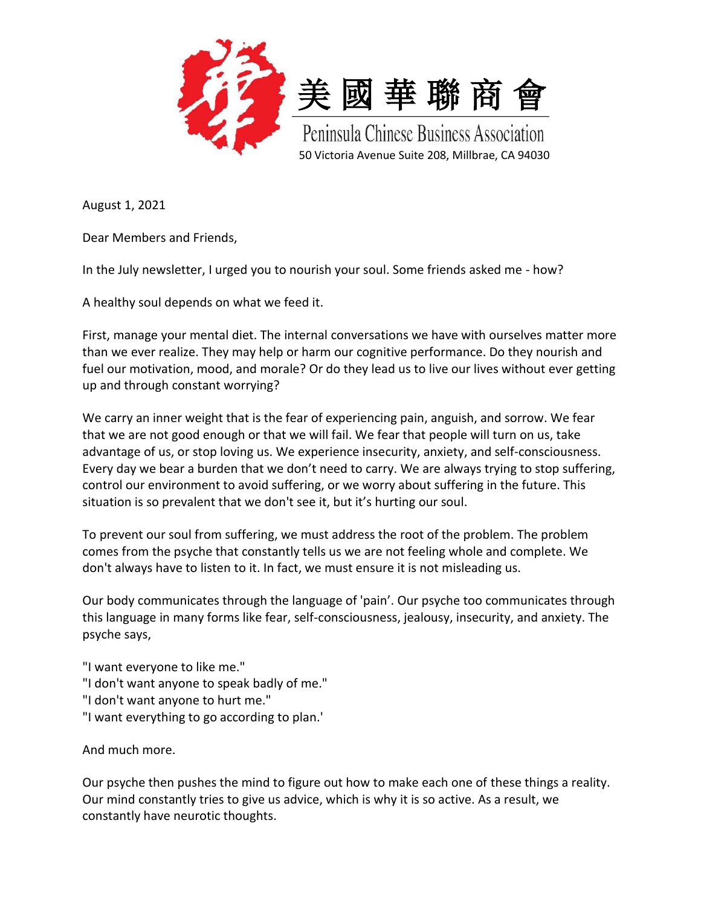美國華聯商會

Peninsula Chinese Business Association

50 Victoria Avenue Suite 208, Millbrae, CA 94030

August 1, 2021

Dear Members and Friends,

In the July newsletter, I urged you to nourish your soul. Some friends asked me - how?

A healthy soul depends on what we feed it.

First, manage your mental diet. The internal conversations we have with ourselves matter more than we ever realize. They may help or harm our cognitive performance. Do they nourish and fuel our motivation, mood, and morale? Or do they lead us to live our lives without ever getting up and through constant worrying?

We carry an inner weight that is the fear of experiencing pain, anguish, and sorrow. We fear that we are not good enough or that we will fail. We fear that people will turn on us, take advantage of us, or stop loving us. We experience insecurity, anxiety, and self-consciousness. Every day we bear a burden that we don't need to carry. We are always trying to stop suffering, control our environment to avoid suffering, or we worry about suffering in the future. This situation is so prevalent that we don't see it, but it's hurting our soul.

To prevent our soul from suffering, we must address the root of the problem. The problem comes from the psyche that constantly tells us we are not feeling whole and complete. We don't always have to listen to it. In fact, we must ensure it is not misleading us.

Our body communicates through the language of 'pain'. Our psyche too communicates through this language in many forms like fear, self-consciousness, jealousy, insecurity, and anxiety. The psyche says,

"I want everyone to like me."
"I don't want anyone to speak badly of me."
"I don't want anyone to hurt me."
"I want everything to go according to plan.'

And much more.

Our psyche then pushes the mind to figure out how to make each one of these things a reality. Our mind constantly tries to give us advice, which is why it is so active. As a result, we constantly have neurotic thoughts.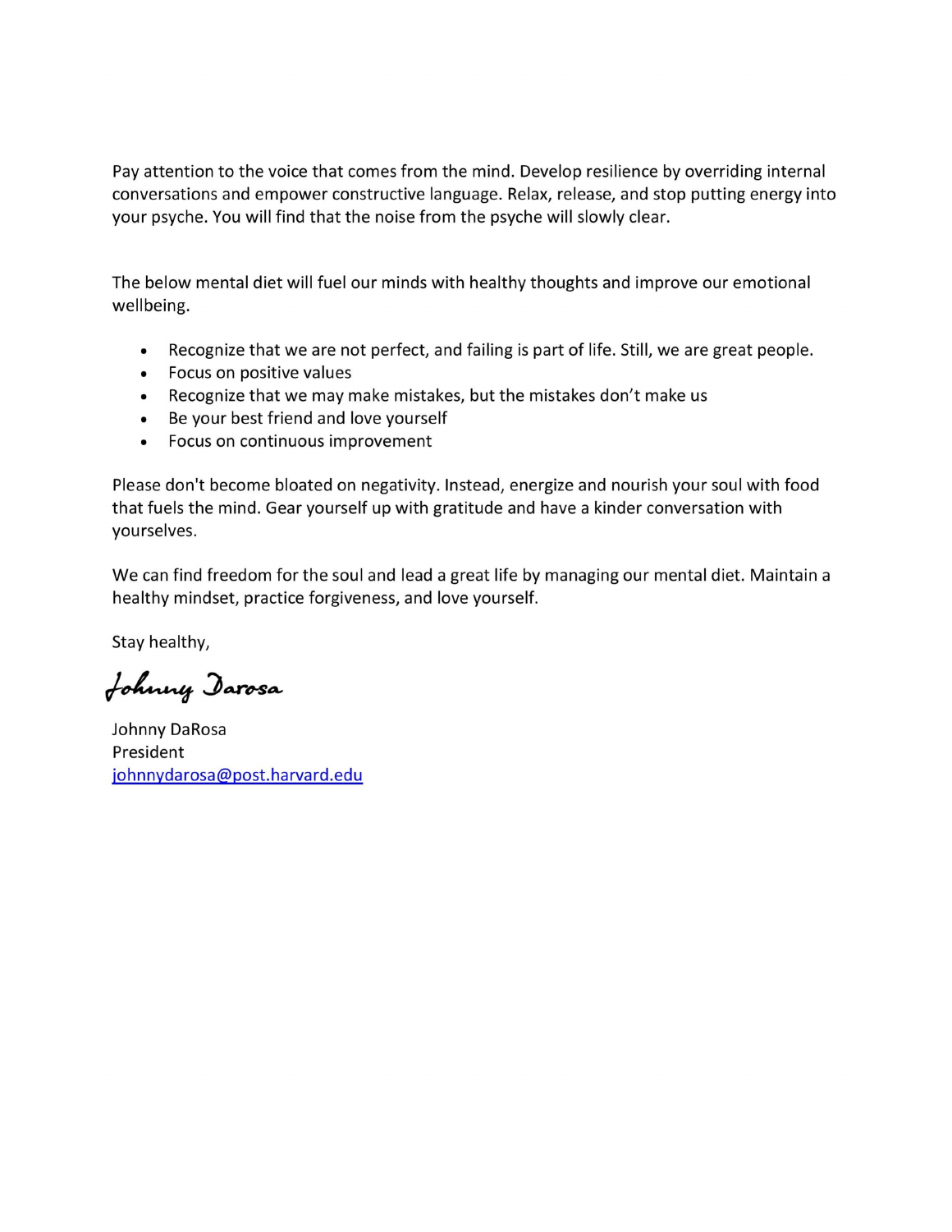Pay attention to the voice that comes from the mind. Develop resilience by overriding internal conversations and empower constructive language. Relax, release, and stop putting energy into your psyche. You will find that the noise from the psyche will slowly clear.

The below mental diet will fuel our minds with healthy thoughts and improve our emotional wellbeing.

- Recognize that we are not perfect, and failing is part of life. Still, we are great people.
- Focus on positive values
- Recognize that we may make mistakes, but the mistakes don't make us
- Be your best friend and love yourself
- Focus on continuous improvement

Please don't become bloated on negativity. Instead, energize and nourish your soul with food that fuels the mind. Gear yourself up with gratitude and have a kinder conversation with yourselves.

We can find freedom for the soul and lead a great life by managing our mental diet. Maintain a healthy mindset, practice forgiveness, and love yourself.

Stay healthy,

Johnny Darosa

Johnny DaRosa
President
johnnydarosa@post.harvard.edu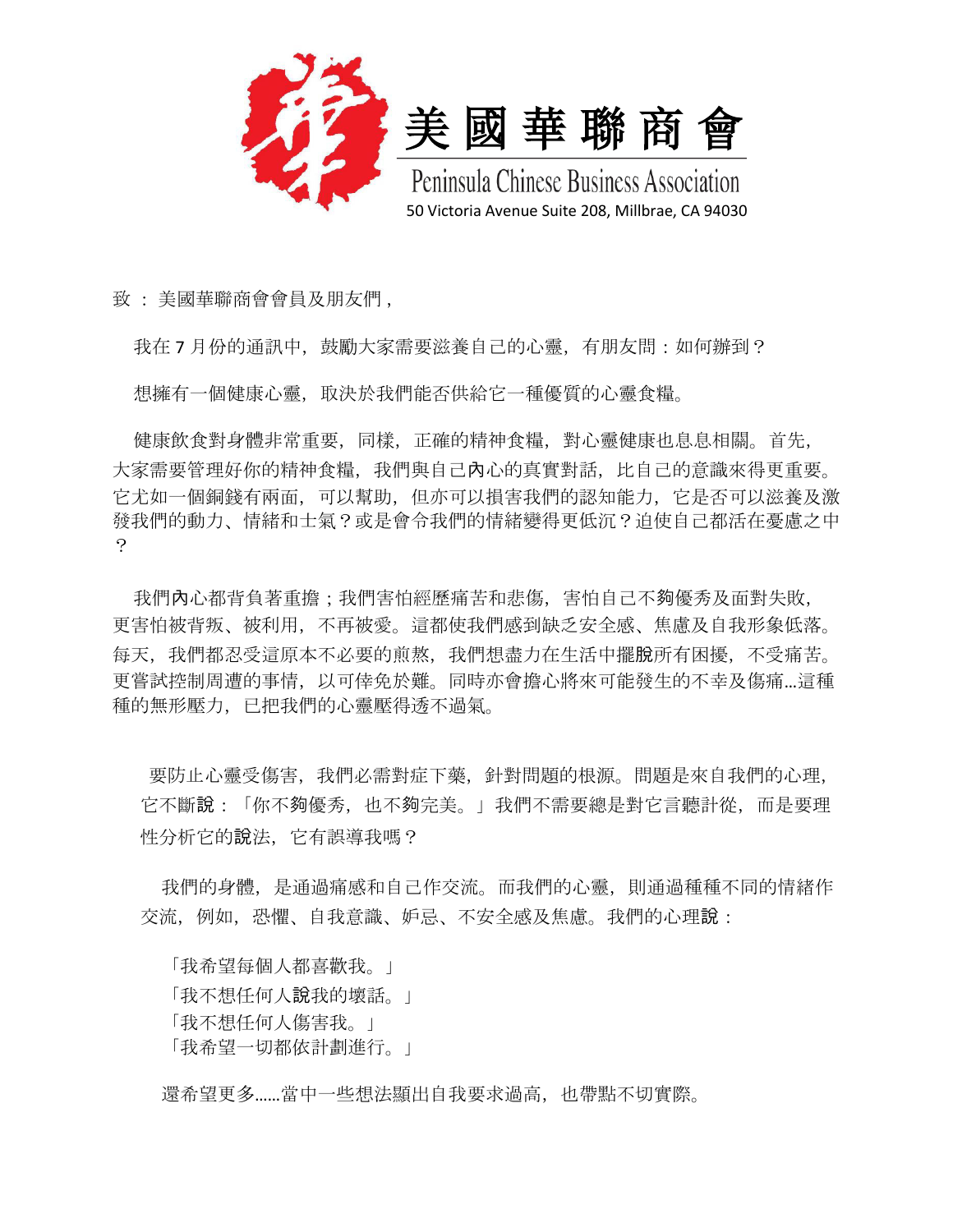美國華聯商會

Peninsula Chinese Business Association

50 Victoria Avenue Suite 208, Millbrae, CA 94030

致 ： 美國華聯商會會員及朋友們，

我在 7 月份的通訊中，鼓勵大家需要滋養自己的心靈，有朋友問：如何辦到？

想擁有一個健康心靈，取決於我們能否供給它一種優質的心靈食糧。

健康飲食對身體非常重要，同樣，正確的精神食糧，對心靈健康也息息相關。首先，大家需要管理好你的精神食糧，我們與自己內心的真實對話，比自己的意識來得更重要。它尤如一個銅錢有兩面，可以幫助，但亦可以損害我們的認知能力，它是否可以滋養及激發我們的動力、情緒和士氣？或是會令我們的情緒變得更低沉？迫使自己都活在憂慮之中？

我們內心都背負著重擔；我們害怕經歷痛苦和悲傷，害怕自己不夠優秀及面對失敗，更害怕被背叛、被利用，不再被愛。這都使我們感到缺乏安全感、焦慮及自我形象低落。每天，我們都忍受這原本不必要的煎熬，我們想盡力在生活中擺脫所有困擾，不受痛苦。更嘗試控制周遭的事情，以可倖免於難。同時亦會擔心將來可能發生的不幸及傷痛…這種種的無形壓力，已把我們的心靈壓得透不過氣。

要防止心靈受傷害，我們必需對症下藥，針對問題的根源。問題是來自我們的心理，它不斷說：「你不夠優秀，也不夠完美。」我們不需要總是對它言聽計從，而是要理性分析它的說法，它有誤導我嗎？

我們的身體，是通過痛感和自己作交流。而我們的心靈，則通過種種不同的情緒作交流，例如，恐懼、自我意識、妒忌、不安全感及焦慮。我們的心理說：

「我希望每個人都喜歡我。」
「我不想任何人說我的壞話。」
「我不想任何人傷害我。」
「我希望一切都依計劃進行。」

還希望更多……當中一些想法顯出自我要求過高，也帶點不切實際。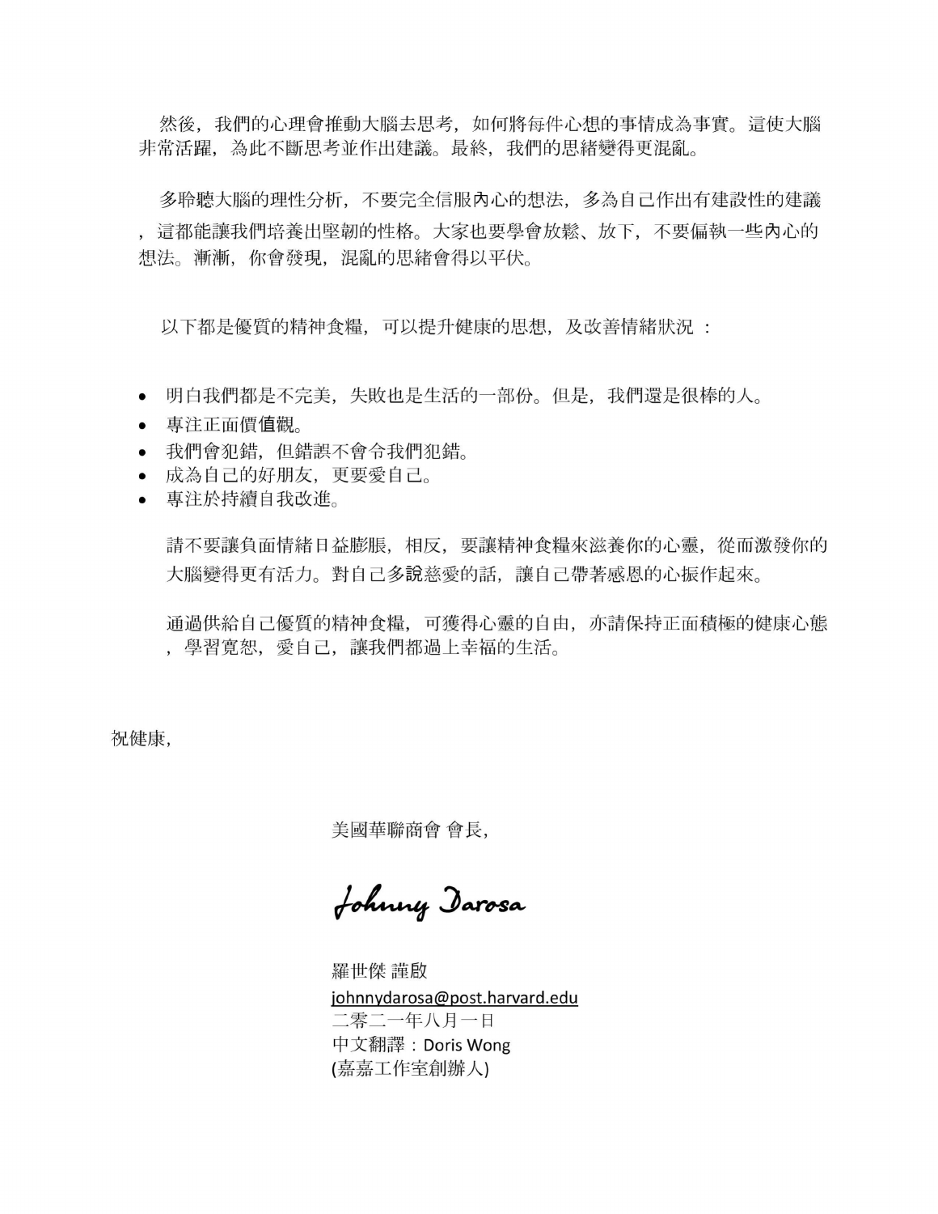然後，我們的心理會推動大腦去思考，如何將每件心想的事情成為事實。這使大腦非常活躍，為此不斷思考並作出建議。最終，我們的思緒變得更混亂。

多聆聽大腦的理性分析，不要完全信服內心的想法，多為自己作出有建設性的建議，這都能讓我們培養出堅韌的性格。大家也要學會放鬆、放下，不要偏執一些內心的想法。漸漸，你會發現，混亂的思緒會得以平伏。

以下都是優質的精神食糧，可以提升健康的思想，及改善情緒狀況 ：

- 明白我們都是不完美，失敗也是生活的一部份。但是，我們還是很棒的人。
- 專注正面價值觀。
- 我們會犯錯，但錯誤不會令我們犯錯。
- 成為自己的好朋友，更要愛自己。
- 專注於持續自我改進。

請不要讓負面情緒日益膨脹，相反，要讓精神食糧來滋養你的心靈，從而激發你的大腦變得更有活力。對自己多說慈愛的話，讓自己帶著感恩的心振作起來。

通過供給自己優質的精神食糧，可獲得心靈的自由，亦請保持正面積極的健康心態，學習寬恕，愛自己，讓我們都過上幸福的生活。

祝健康,

美國華聯商會 會長,

Johnny Darosa

羅世傑 謹啟

johnnydarosa@post.harvard.edu

二零二一年八月一日

中文翻譯：Doris Wong

(嘉嘉工作室創辦人)